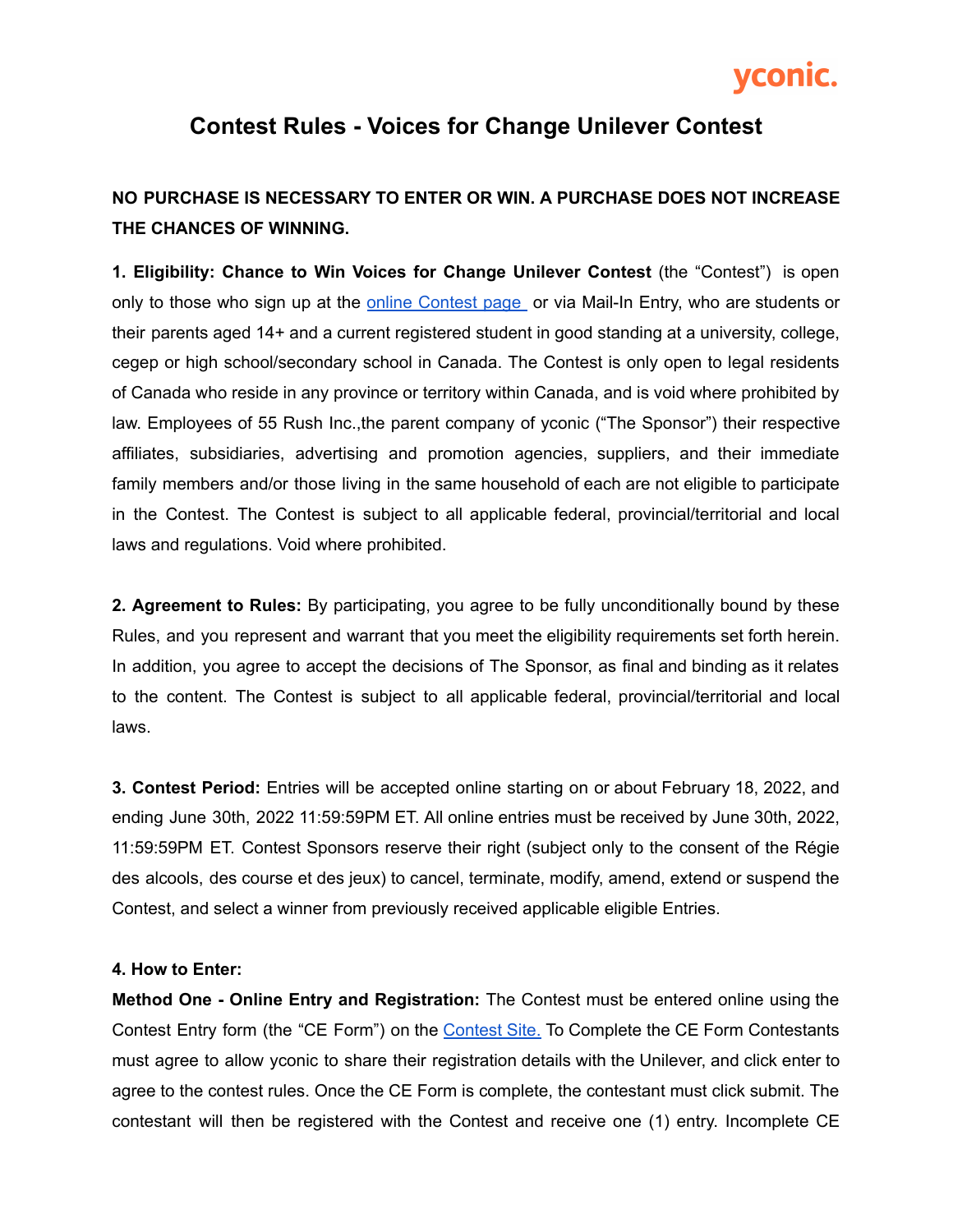yconic.

# Contest Rules - Voices for Change Unilever Contest

**NO PURCHASE IS NECESSARY TO ENTER OR WIN. A PURCHASE DOES NOT INCREASE THE CHANCES OF WINNING.**

**1. Eligibility: Chance to Win Voices for Change Unilever Contest** (the "Contest") is open only to those who sign up at the [online Contest page](#) or via Mail-In Entry, who are students or their parents aged 14+ and a current registered student in good standing at a university, college, cegep or high school/secondary school in Canada. The Contest is only open to legal residents of Canada who reside in any province or territory within Canada, and is void where prohibited by law. Employees of 55 Rush Inc.,the parent company of yconic ("The Sponsor") their respective affiliates, subsidiaries, advertising and promotion agencies, suppliers, and their immediate family members and/or those living in the same household of each are not eligible to participate in the Contest. The Contest is subject to all applicable federal, provincial/territorial and local laws and regulations. Void where prohibited.

**2. Agreement to Rules:** By participating, you agree to be fully unconditionally bound by these Rules, and you represent and warrant that you meet the eligibility requirements set forth herein. In addition, you agree to accept the decisions of The Sponsor, as final and binding as it relates to the content. The Contest is subject to all applicable federal, provincial/territorial and local laws.

**3. Contest Period:** Entries will be accepted online starting on or about February 18, 2022, and ending June 30th, 2022 11:59:59PM ET. All online entries must be received by June 30th, 2022, 11:59:59PM ET. Contest Sponsors reserve their right (subject only to the consent of the Régie des alcools, des course et des jeux) to cancel, terminate, modify, amend, extend or suspend the Contest, and select a winner from previously received applicable eligible Entries.

**4. How to Enter:**

**Method One - Online Entry and Registration:** The Contest must be entered online using the Contest Entry form (the "CE Form") on the [Contest Site.](#) To Complete the CE Form Contestants must agree to allow yconic to share their registration details with the Unilever, and click enter to agree to the contest rules. Once the CE Form is complete, the contestant must click submit. The contestant will then be registered with the Contest and receive one (1) entry. Incomplete CE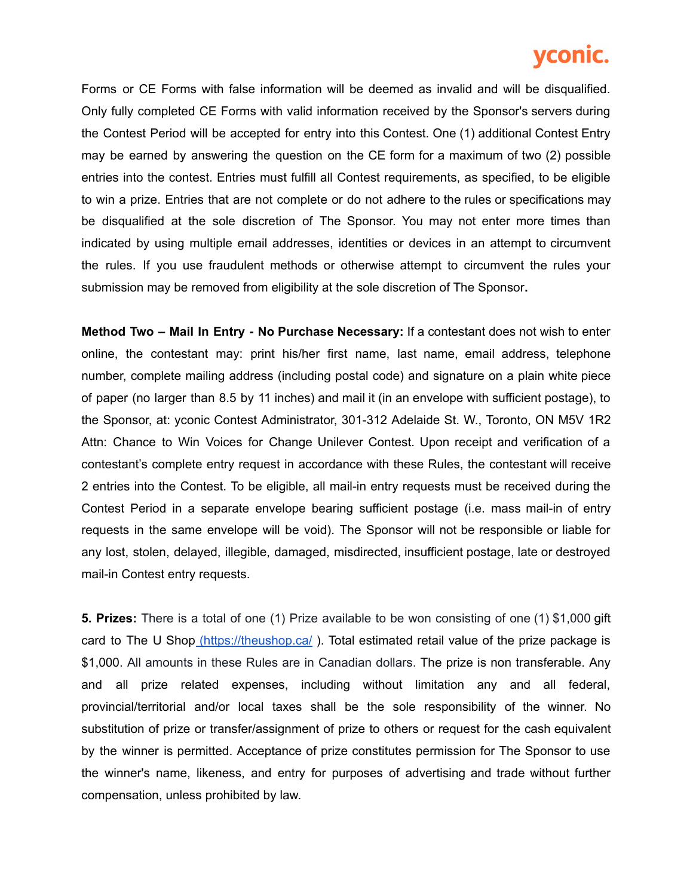Forms or CE Forms with false information will be deemed as invalid and will be disqualified. Only fully completed CE Forms with valid information received by the Sponsor's servers during the Contest Period will be accepted for entry into this Contest. One (1) additional Contest Entry may be earned by answering the question on the CE form for a maximum of two (2) possible entries into the contest. Entries must fulfill all Contest requirements, as specified, to be eligible to win a prize. Entries that are not complete or do not adhere to the rules or specifications may be disqualified at the sole discretion of The Sponsor. You may not enter more times than indicated by using multiple email addresses, identities or devices in an attempt to circumvent the rules. If you use fraudulent methods or otherwise attempt to circumvent the rules your submission may be removed from eligibility at the sole discretion of The Sponsor**.**

**Method Two – Mail In Entry - No Purchase Necessary:** If a contestant does not wish to enter online, the contestant may: print his/her first name, last name, email address, telephone number, complete mailing address (including postal code) and signature on a plain white piece of paper (no larger than 8.5 by 11 inches) and mail it (in an envelope with sufficient postage), to the Sponsor, at: yconic Contest Administrator, 301-312 Adelaide St. W., Toronto, ON M5V 1R2 Attn: Chance to Win Voices for Change Unilever Contest. Upon receipt and verification of a contestant's complete entry request in accordance with these Rules, the contestant will receive 2 entries into the Contest. To be eligible, all mail-in entry requests must be received during the Contest Period in a separate envelope bearing sufficient postage (i.e. mass mail-in of entry requests in the same envelope will be void). The Sponsor will not be responsible or liable for any lost, stolen, delayed, illegible, damaged, misdirected, insufficient postage, late or destroyed mail-in Contest entry requests.

**5. Prizes:** There is a total of one (1) Prize available to be won consisting of one (1) $1,000 gift card to The U Shop (https://theushop.ca/ ). Total estimated retail value of the prize package is $1,000. All amounts in these Rules are in Canadian dollars. The prize is non transferable. Any and all prize related expenses, including without limitation any and all federal, provincial/territorial and/or local taxes shall be the sole responsibility of the winner. No substitution of prize or transfer/assignment of prize to others or request for the cash equivalent by the winner is permitted. Acceptance of prize constitutes permission for The Sponsor to use the winner's name, likeness, and entry for purposes of advertising and trade without further compensation, unless prohibited by law.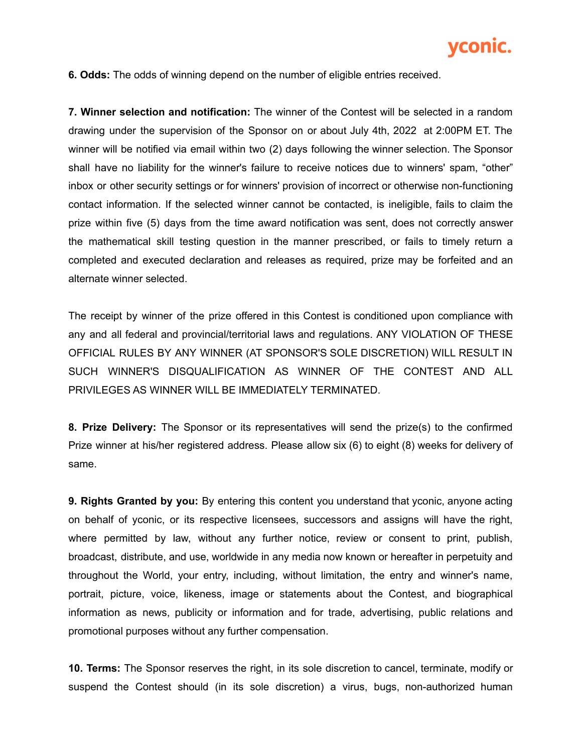**6. Odds:** The odds of winning depend on the number of eligible entries received.

**7. Winner selection and notification:** The winner of the Contest will be selected in a random drawing under the supervision of the Sponsor on or about July 4th, 2022 at 2:00PM ET. The winner will be notified via email within two (2) days following the winner selection. The Sponsor shall have no liability for the winner's failure to receive notices due to winners' spam, "other" inbox or other security settings or for winners' provision of incorrect or otherwise non-functioning contact information. If the selected winner cannot be contacted, is ineligible, fails to claim the prize within five (5) days from the time award notification was sent, does not correctly answer the mathematical skill testing question in the manner prescribed, or fails to timely return a completed and executed declaration and releases as required, prize may be forfeited and an alternate winner selected.

The receipt by winner of the prize offered in this Contest is conditioned upon compliance with any and all federal and provincial/territorial laws and regulations. ANY VIOLATION OF THESE OFFICIAL RULES BY ANY WINNER (AT SPONSOR'S SOLE DISCRETION) WILL RESULT IN SUCH WINNER'S DISQUALIFICATION AS WINNER OF THE CONTEST AND ALL PRIVILEGES AS WINNER WILL BE IMMEDIATELY TERMINATED.

**8. Prize Delivery:** The Sponsor or its representatives will send the prize(s) to the confirmed Prize winner at his/her registered address. Please allow six (6) to eight (8) weeks for delivery of same.

**9. Rights Granted by you:** By entering this content you understand that yconic, anyone acting on behalf of yconic, or its respective licensees, successors and assigns will have the right, where permitted by law, without any further notice, review or consent to print, publish, broadcast, distribute, and use, worldwide in any media now known or hereafter in perpetuity and throughout the World, your entry, including, without limitation, the entry and winner's name, portrait, picture, voice, likeness, image or statements about the Contest, and biographical information as news, publicity or information and for trade, advertising, public relations and promotional purposes without any further compensation.

**10. Terms:** The Sponsor reserves the right, in its sole discretion to cancel, terminate, modify or suspend the Contest should (in its sole discretion) a virus, bugs, non-authorized human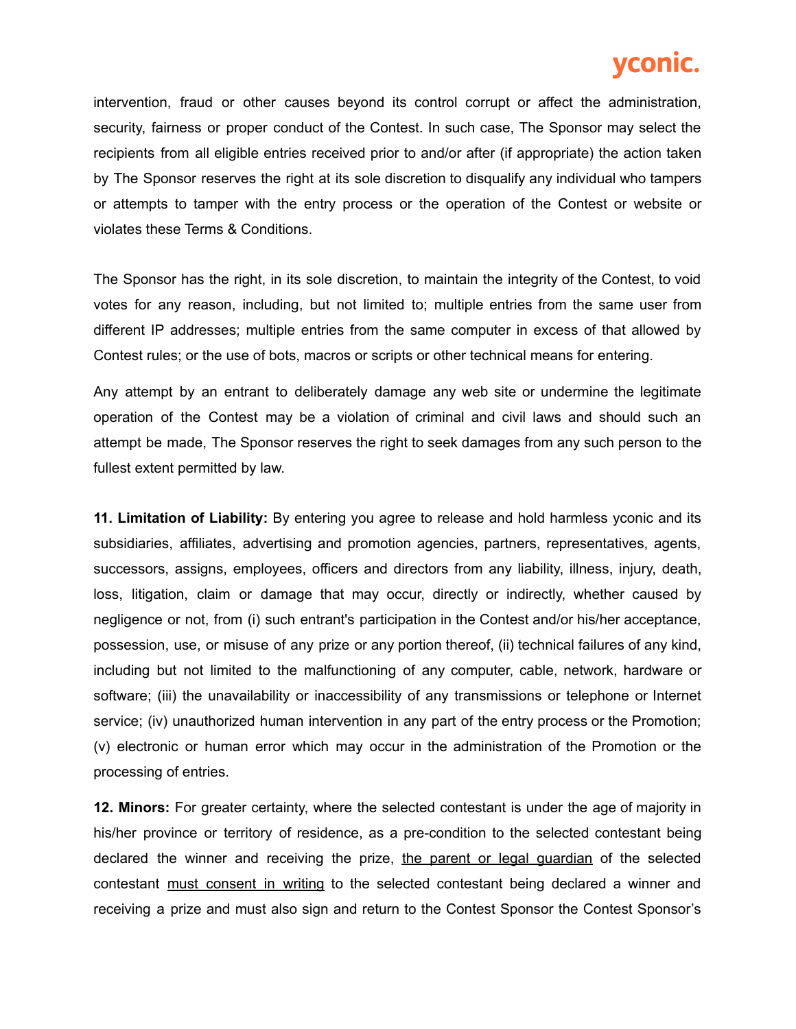intervention, fraud or other causes beyond its control corrupt or affect the administration, security, fairness or proper conduct of the Contest. In such case, The Sponsor may select the recipients from all eligible entries received prior to and/or after (if appropriate) the action taken by The Sponsor reserves the right at its sole discretion to disqualify any individual who tampers or attempts to tamper with the entry process or the operation of the Contest or website or violates these Terms & Conditions.

The Sponsor has the right, in its sole discretion, to maintain the integrity of the Contest, to void votes for any reason, including, but not limited to; multiple entries from the same user from different IP addresses; multiple entries from the same computer in excess of that allowed by Contest rules; or the use of bots, macros or scripts or other technical means for entering.

Any attempt by an entrant to deliberately damage any web site or undermine the legitimate operation of the Contest may be a violation of criminal and civil laws and should such an attempt be made, The Sponsor reserves the right to seek damages from any such person to the fullest extent permitted by law.

**11. Limitation of Liability:** By entering you agree to release and hold harmless yconic and its subsidiaries, affiliates, advertising and promotion agencies, partners, representatives, agents, successors, assigns, employees, officers and directors from any liability, illness, injury, death, loss, litigation, claim or damage that may occur, directly or indirectly, whether caused by negligence or not, from (i) such entrant's participation in the Contest and/or his/her acceptance, possession, use, or misuse of any prize or any portion thereof, (ii) technical failures of any kind, including but not limited to the malfunctioning of any computer, cable, network, hardware or software; (iii) the unavailability or inaccessibility of any transmissions or telephone or Internet service; (iv) unauthorized human intervention in any part of the entry process or the Promotion; (v) electronic or human error which may occur in the administration of the Promotion or the processing of entries.

**12. Minors:** For greater certainty, where the selected contestant is under the age of majority in his/her province or territory of residence, as a pre-condition to the selected contestant being declared the winner and receiving the prize, the parent or legal guardian of the selected contestant must consent in writing to the selected contestant being declared a winner and receiving a prize and must also sign and return to the Contest Sponsor the Contest Sponsor's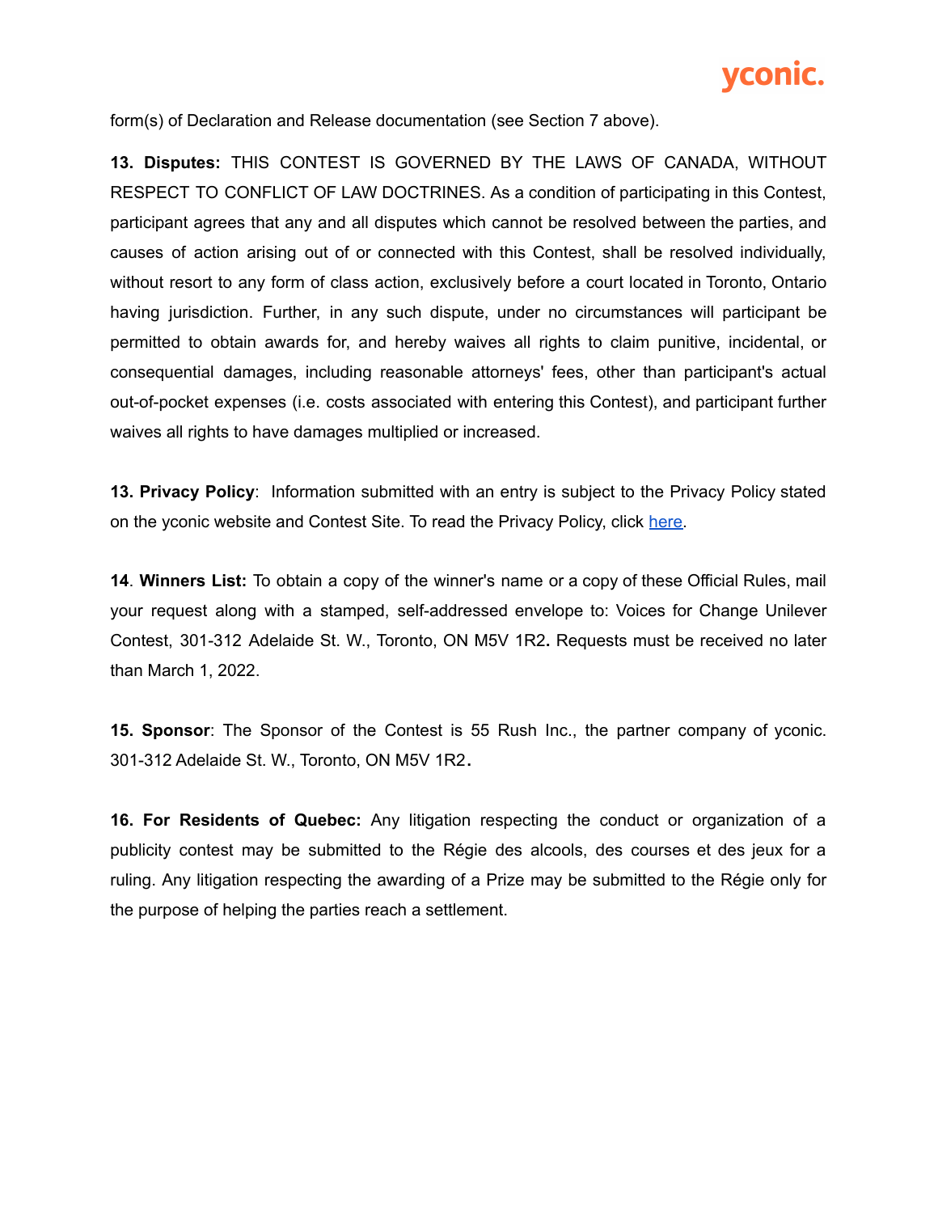form(s) of Declaration and Release documentation (see Section 7 above).

**13. Disputes:** THIS CONTEST IS GOVERNED BY THE LAWS OF CANADA, WITHOUT RESPECT TO CONFLICT OF LAW DOCTRINES. As a condition of participating in this Contest, participant agrees that any and all disputes which cannot be resolved between the parties, and causes of action arising out of or connected with this Contest, shall be resolved individually, without resort to any form of class action, exclusively before a court located in Toronto, Ontario having jurisdiction. Further, in any such dispute, under no circumstances will participant be permitted to obtain awards for, and hereby waives all rights to claim punitive, incidental, or consequential damages, including reasonable attorneys' fees, other than participant's actual out-of-pocket expenses (i.e. costs associated with entering this Contest), and participant further waives all rights to have damages multiplied or increased.

**13. Privacy Policy**: Information submitted with an entry is subject to the Privacy Policy stated on the yconic website and Contest Site. To read the Privacy Policy, click here.

**14**. **Winners List:** To obtain a copy of the winner's name or a copy of these Official Rules, mail your request along with a stamped, self-addressed envelope to: Voices for Change Unilever Contest, 301-312 Adelaide St. W., Toronto, ON M5V 1R2**.** Requests must be received no later than March 1, 2022.

**15. Sponsor**: The Sponsor of the Contest is 55 Rush Inc., the partner company of yconic. 301-312 Adelaide St. W., Toronto, ON M5V 1R2**.**

**16. For Residents of Quebec:** Any litigation respecting the conduct or organization of a publicity contest may be submitted to the Régie des alcools, des courses et des jeux for a ruling. Any litigation respecting the awarding of a Prize may be submitted to the Régie only for the purpose of helping the parties reach a settlement.